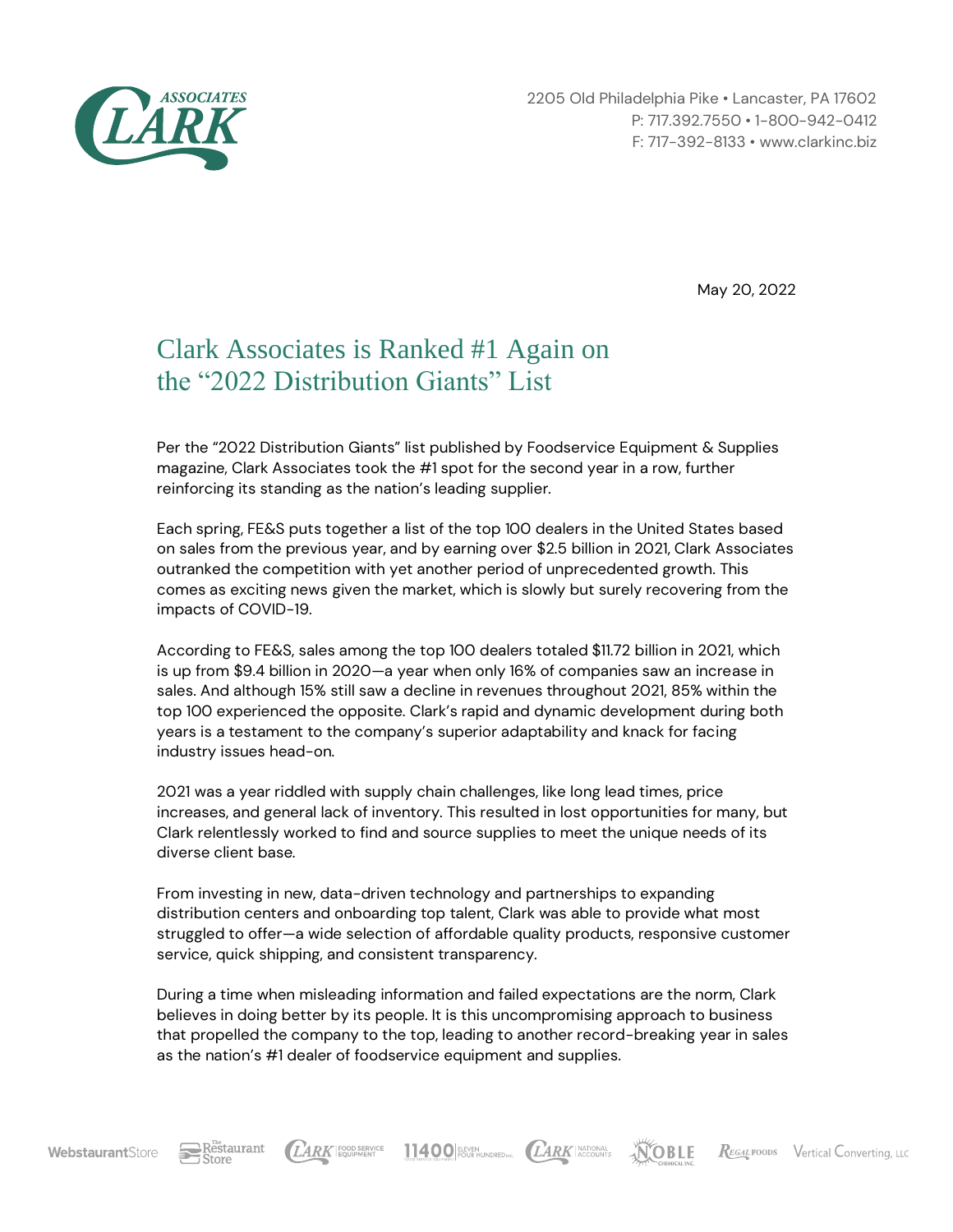2205 Old Philadelphia Pike • Lancaster, PA 17602
P: 717.392.7550 • 1-800-942-0412
F: 717-392-8133 • www.clarkinc.biz

May 20, 2022

# Clark Associates is Ranked #1 Again on the "2022 Distribution Giants" List

Per the "2022 Distribution Giants" list published by Foodservice Equipment & Supplies magazine, Clark Associates took the #1 spot for the second year in a row, further reinforcing its standing as the nation's leading supplier.

Each spring, FE&S puts together a list of the top 100 dealers in the United States based on sales from the previous year, and by earning over $2.5 billion in 2021, Clark Associates outranked the competition with yet another period of unprecedented growth. This comes as exciting news given the market, which is slowly but surely recovering from the impacts of COVID-19.

According to FE&S, sales among the top 100 dealers totaled $11.72 billion in 2021, which is up from $9.4 billion in 2020—a year when only 16% of companies saw an increase in sales. And although 15% still saw a decline in revenues throughout 2021, 85% within the top 100 experienced the opposite. Clark's rapid and dynamic development during both years is a testament to the company's superior adaptability and knack for facing industry issues head-on.

2021 was a year riddled with supply chain challenges, like long lead times, price increases, and general lack of inventory. This resulted in lost opportunities for many, but Clark relentlessly worked to find and source supplies to meet the unique needs of its diverse client base.

From investing in new, data-driven technology and partnerships to expanding distribution centers and onboarding top talent, Clark was able to provide what most struggled to offer—a wide selection of affordable quality products, responsive customer service, quick shipping, and consistent transparency.

During a time when misleading information and failed expectations are the norm, Clark believes in doing better by its people. It is this uncompromising approach to business that propelled the company to the top, leading to another record-breaking year in sales as the nation's #1 dealer of foodservice equipment and supplies.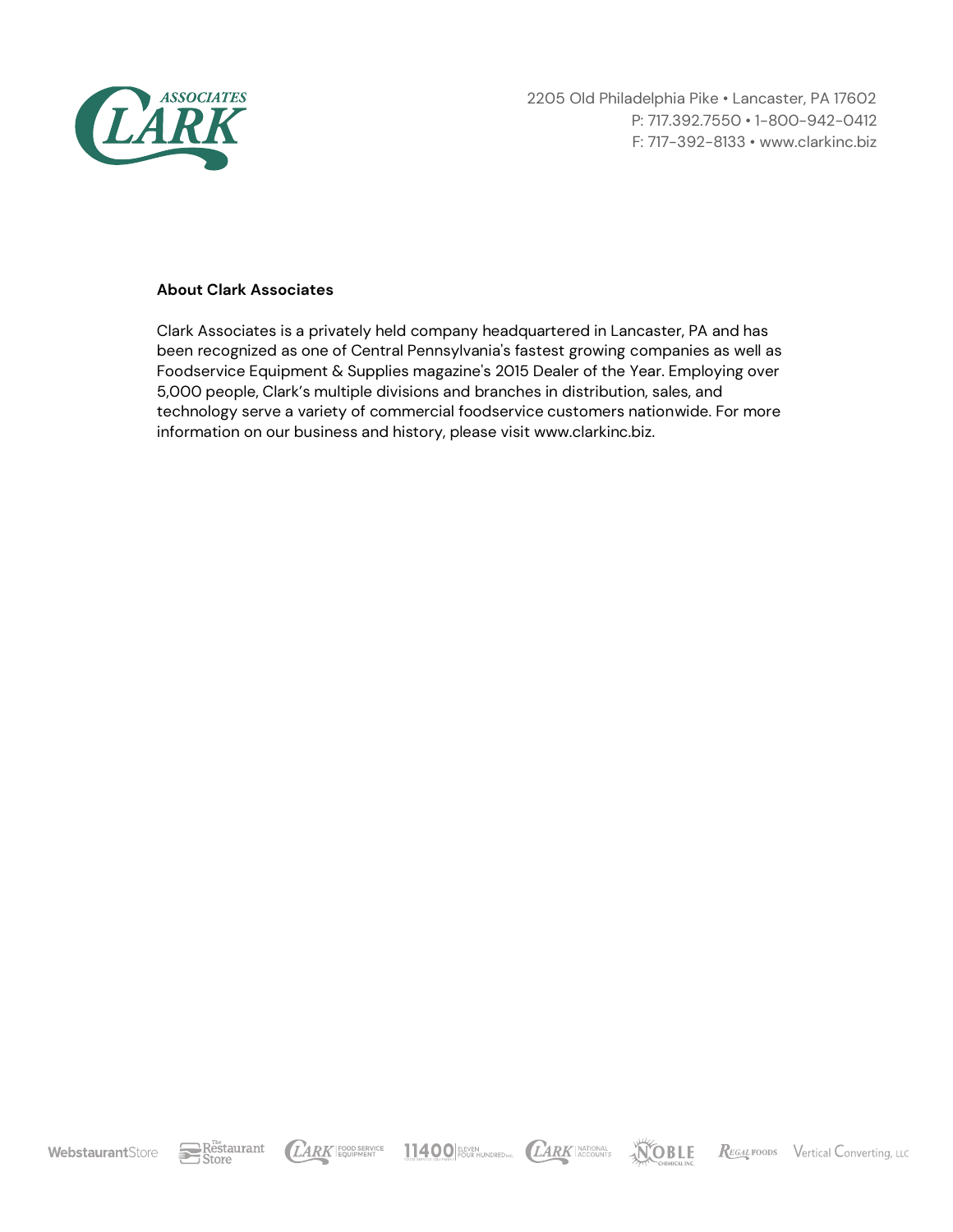2205 Old Philadelphia Pike • Lancaster, PA 17602
P: 717.392.7550 • 1-800-942-0412
F: 717-392-8133 • www.clarkinc.biz

**About Clark Associates**

Clark Associates is a privately held company headquartered in Lancaster, PA and has been recognized as one of Central Pennsylvania's fastest growing companies as well as Foodservice Equipment & Supplies magazine's 2015 Dealer of the Year. Employing over 5,000 people, Clark's multiple divisions and branches in distribution, sales, and technology serve a variety of commercial foodservice customers nationwide. For more information on our business and history, please visit www.clarkinc.biz.